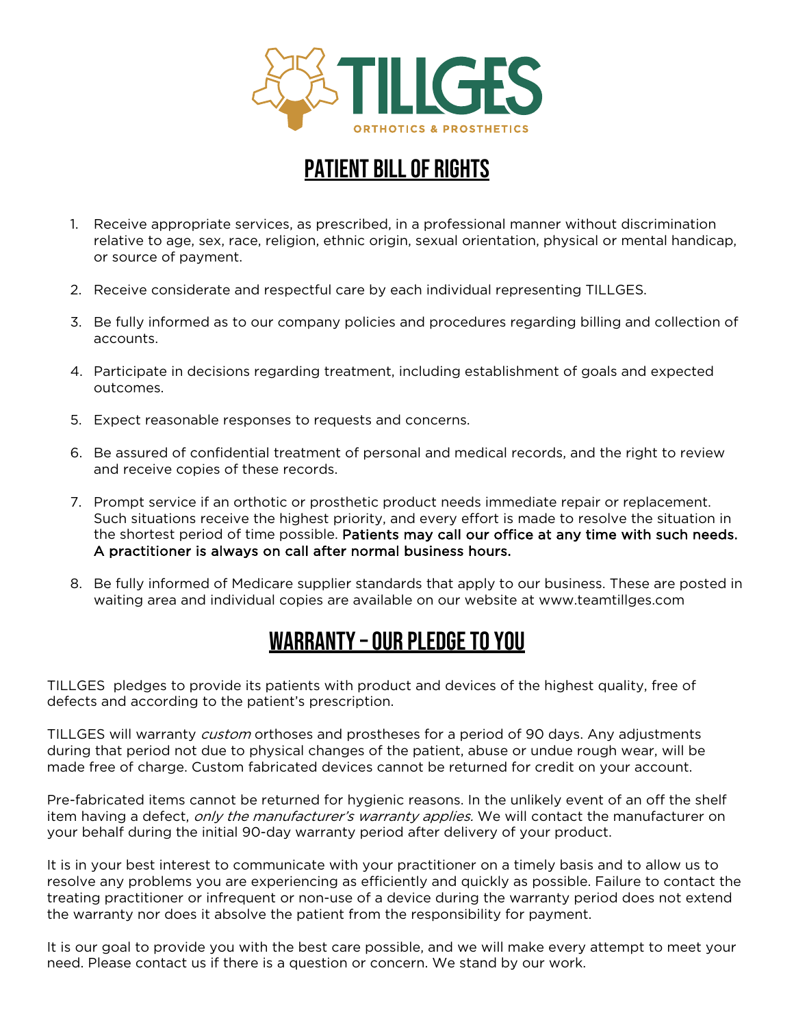TILLGES

ORTHOTICS & PROSTHETICS

# PATIENT BILL OF RIGHTS

1. Receive appropriate services, as prescribed, in a professional manner without discrimination relative to age, sex, race, religion, ethnic origin, sexual orientation, physical or mental handicap, or source of payment.

2. Receive considerate and respectful care by each individual representing TILLGES.

3. Be fully informed as to our company policies and procedures regarding billing and collection of accounts.

4. Participate in decisions regarding treatment, including establishment of goals and expected outcomes.

5. Expect reasonable responses to requests and concerns.

6. Be assured of confidential treatment of personal and medical records, and the right to review and receive copies of these records.

7. Prompt service if an orthotic or prosthetic product needs immediate repair or replacement. Such situations receive the highest priority, and every effort is made to resolve the situation in the shortest period of time possible. **Patients may call our office at any time with such needs. A practitioner is always on call after normal business hours.**

8. Be fully informed of Medicare supplier standards that apply to our business. These are posted in waiting area and individual copies are available on our website at www.teamtillges.com

# WARRANTY – OUR PLEDGE TO YOU

TILLGES pledges to provide its patients with product and devices of the highest quality, free of defects and according to the patient's prescription.

TILLGES will warranty *custom* orthoses and prostheses for a period of 90 days. Any adjustments during that period not due to physical changes of the patient, abuse or undue rough wear, will be made free of charge. Custom fabricated devices cannot be returned for credit on your account.

Pre-fabricated items cannot be returned for hygienic reasons. In the unlikely event of an off the shelf item having a defect, *only the manufacturer's warranty applies.* We will contact the manufacturer on your behalf during the initial 90-day warranty period after delivery of your product.

It is in your best interest to communicate with your practitioner on a timely basis and to allow us to resolve any problems you are experiencing as efficiently and quickly as possible. Failure to contact the treating practitioner or infrequent or non-use of a device during the warranty period does not extend the warranty nor does it absolve the patient from the responsibility for payment.

It is our goal to provide you with the best care possible, and we will make every attempt to meet your need. Please contact us if there is a question or concern. We stand by our work.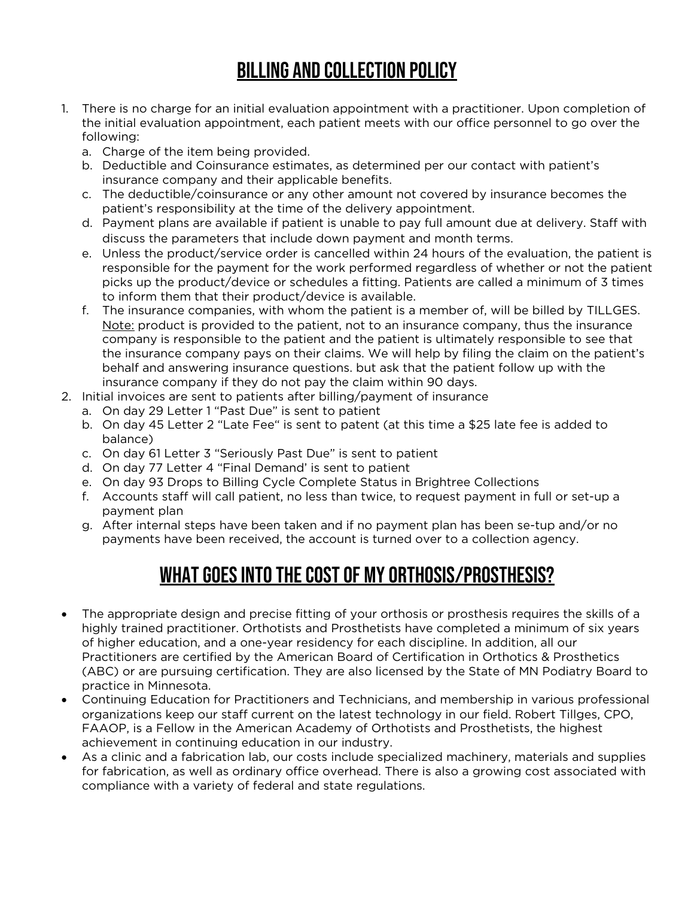# BILLING AND COLLECTION POLICY

1. There is no charge for an initial evaluation appointment with a practitioner. Upon completion of the initial evaluation appointment, each patient meets with our office personnel to go over the following:
   a. Charge of the item being provided.
   b. Deductible and Coinsurance estimates, as determined per our contact with patient's insurance company and their applicable benefits.
   c. The deductible/coinsurance or any other amount not covered by insurance becomes the patient's responsibility at the time of the delivery appointment.
   d. Payment plans are available if patient is unable to pay full amount due at delivery. Staff with discuss the parameters that include down payment and month terms.
   e. Unless the product/service order is cancelled within 24 hours of the evaluation, the patient is responsible for the payment for the work performed regardless of whether or not the patient picks up the product/device or schedules a fitting. Patients are called a minimum of 3 times to inform them that their product/device is available.
   f. The insurance companies, with whom the patient is a member of, will be billed by TILLGES. Note: product is provided to the patient, not to an insurance company, thus the insurance company is responsible to the patient and the patient is ultimately responsible to see that the insurance company pays on their claims. We will help by filing the claim on the patient's behalf and answering insurance questions. but ask that the patient follow up with the insurance company if they do not pay the claim within 90 days.
2. Initial invoices are sent to patients after billing/payment of insurance
   a. On day 29 Letter 1 "Past Due" is sent to patient
   b. On day 45 Letter 2 "Late Fee" is sent to patent (at this time a $25 late fee is added to balance)
   c. On day 61 Letter 3 "Seriously Past Due" is sent to patient
   d. On day 77 Letter 4 "Final Demand' is sent to patient
   e. On day 93 Drops to Billing Cycle Complete Status in Brightree Collections
   f. Accounts staff will call patient, no less than twice, to request payment in full or set-up a payment plan
   g. After internal steps have been taken and if no payment plan has been se-tup and/or no payments have been received, the account is turned over to a collection agency.

# WHAT GOES INTO THE COST OF MY ORTHOSIS/PROSTHESIS?

- The appropriate design and precise fitting of your orthosis or prosthesis requires the skills of a highly trained practitioner. Orthotists and Prosthetists have completed a minimum of six years of higher education, and a one-year residency for each discipline. In addition, all our Practitioners are certified by the American Board of Certification in Orthotics & Prosthetics (ABC) or are pursuing certification. They are also licensed by the State of MN Podiatry Board to practice in Minnesota.
- Continuing Education for Practitioners and Technicians, and membership in various professional organizations keep our staff current on the latest technology in our field. Robert Tillges, CPO, FAAOP, is a Fellow in the American Academy of Orthotists and Prosthetists, the highest achievement in continuing education in our industry.
- As a clinic and a fabrication lab, our costs include specialized machinery, materials and supplies for fabrication, as well as ordinary office overhead. There is also a growing cost associated with compliance with a variety of federal and state regulations.